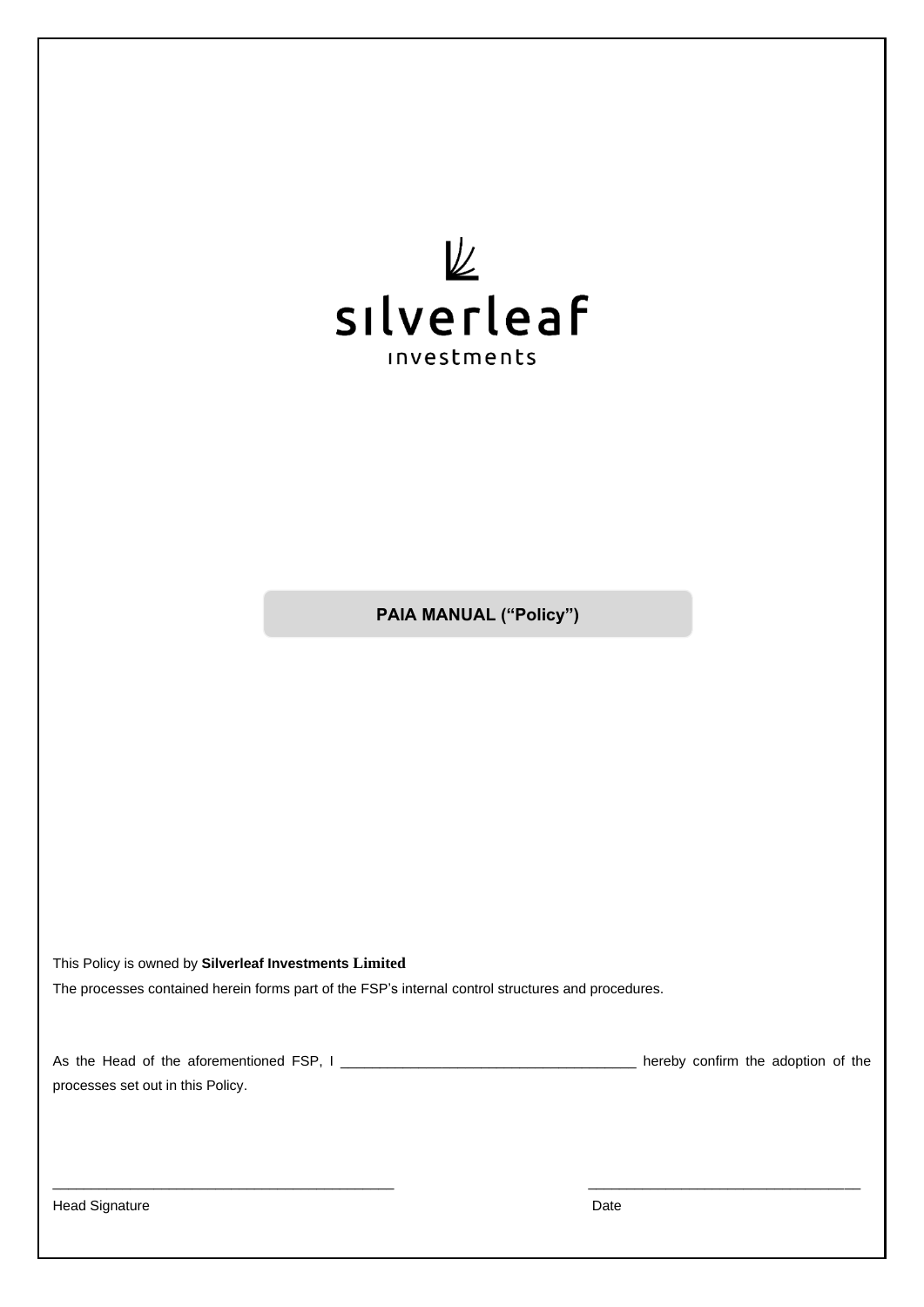silverleaf

investments

# PAIA MANUAL ("Policy")

This Policy is owned by **Silverleaf Investments Limited**

The processes contained herein forms part of the FSP's internal control structures and procedures.

As the Head of the aforementioned FSP, I ______________________________________ hereby confirm the adoption of the processes set out in this Policy.

_____________________________________________ &nbsp;&nbsp;&nbsp;&nbsp;&nbsp;&nbsp;&nbsp;&nbsp; ___________________________________

Head Signature &nbsp;&nbsp;&nbsp;&nbsp;&nbsp;&nbsp;&nbsp;&nbsp;&nbsp;&nbsp;&nbsp;&nbsp;&nbsp;&nbsp;&nbsp;&nbsp;&nbsp;&nbsp;&nbsp;&nbsp;&nbsp;&nbsp;&nbsp;&nbsp;&nbsp;&nbsp;&nbsp;&nbsp;&nbsp;&nbsp; Date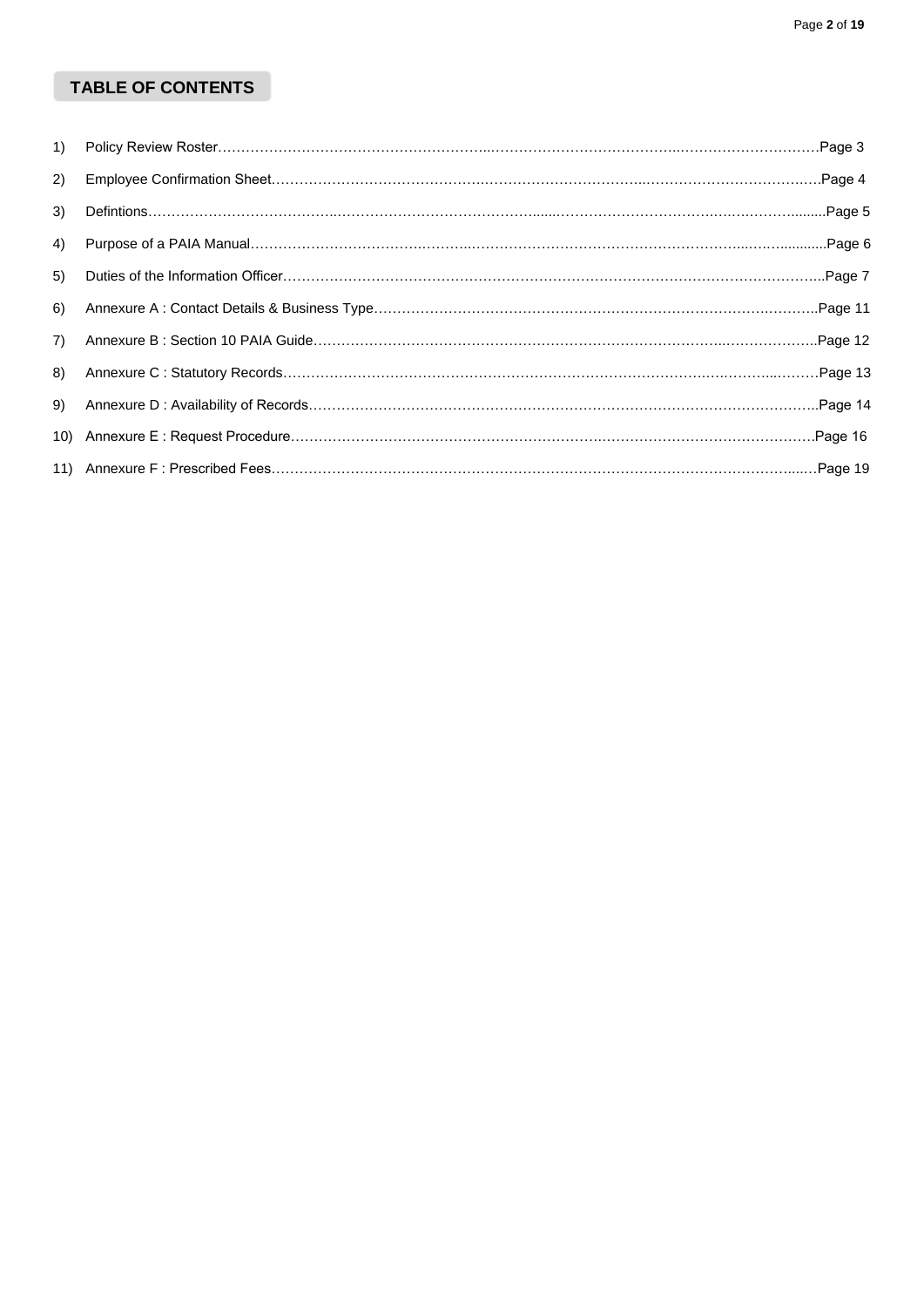# TABLE OF CONTENTS

1) Policy Review Roster……………………………………………………..…………………………………..…………………………Page 3
2) Employee Confirmation Sheet……………………………………….…………………………………..…………………………….…Page 4
3) Defintions…………………………………..……………………………………….......……………………………….….….……….........Page 5
4) Purpose of a PAIA Manual……………………………….……….……………………………………………………..…….............Page 6
5) Duties of the Information Officer……………………………………………………………………………………………………...Page 7
6) Annexure A : Contact Details & Business Type………………………………………………………………………….………..Page 11
7) Annexure B : Section 10 PAIA Guide…………………………………………………………………………….………………..Page 12
8) Annexure C : Statutory Records……………………………………………………………………………….….………...………Page 13
9) Annexure D : Availability of Records……………………………………………………………………………………………….Page 14
10) Annexure E : Request Procedure………………………………………………………….……………………………………….Page 16
11) Annexure F : Prescribed Fees……………………………………………………………………………………………………...…Page 19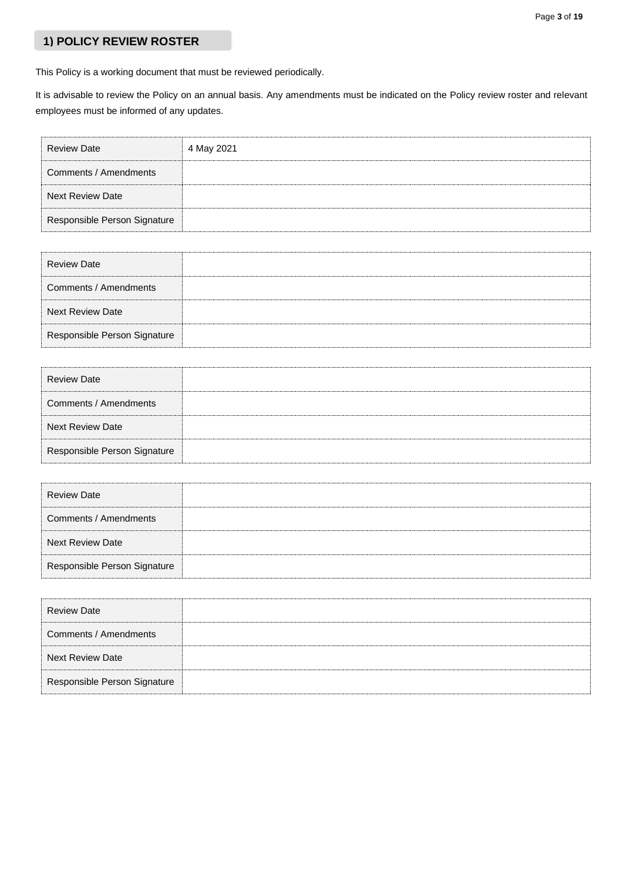## 1) POLICY REVIEW ROSTER

This Policy is a working document that must be reviewed periodically.

It is advisable to review the Policy on an annual basis. Any amendments must be indicated on the Policy review roster and relevant employees must be informed of any updates.

| Review Date | 4 May 2021 |
|---|---|
| Comments / Amendments | |
| Next Review Date | |
| Responsible Person Signature | |

| Review Date | |
|---|---|
| Comments / Amendments | |
| Next Review Date | |
| Responsible Person Signature | |

| Review Date | |
|---|---|
| Comments / Amendments | |
| Next Review Date | |
| Responsible Person Signature | |

| Review Date | |
|---|---|
| Comments / Amendments | |
| Next Review Date | |
| Responsible Person Signature | |

| Review Date | |
|---|---|
| Comments / Amendments | |
| Next Review Date | |
| Responsible Person Signature | |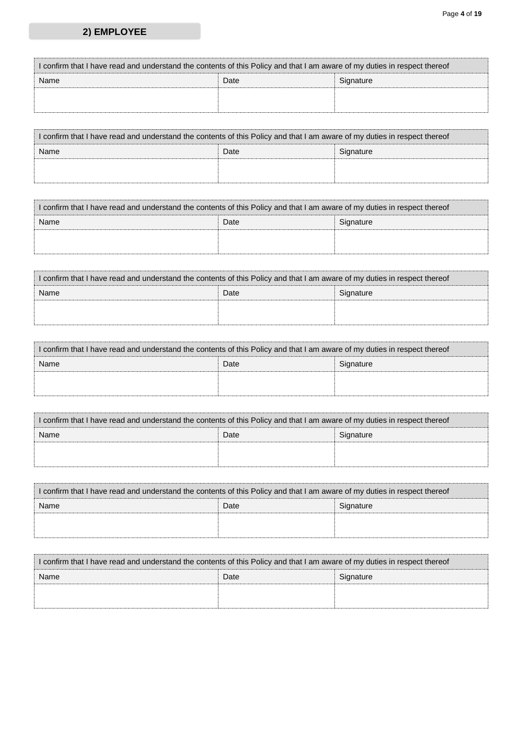## 2) EMPLOYEE

| I confirm that I have read and understand the contents of this Policy and that I am aware of my duties in respect thereof | | |
|---|---|---|
| Name | Date | Signature |
| | | |

| I confirm that I have read and understand the contents of this Policy and that I am aware of my duties in respect thereof | | |
|---|---|---|
| Name | Date | Signature |
| | | |

| I confirm that I have read and understand the contents of this Policy and that I am aware of my duties in respect thereof | | |
|---|---|---|
| Name | Date | Signature |
| | | |

| I confirm that I have read and understand the contents of this Policy and that I am aware of my duties in respect thereof | | |
|---|---|---|
| Name | Date | Signature |
| | | |

| I confirm that I have read and understand the contents of this Policy and that I am aware of my duties in respect thereof | | |
|---|---|---|
| Name | Date | Signature |
| | | |

| I confirm that I have read and understand the contents of this Policy and that I am aware of my duties in respect thereof | | |
|---|---|---|
| Name | Date | Signature |
| | | |

| I confirm that I have read and understand the contents of this Policy and that I am aware of my duties in respect thereof | | |
|---|---|---|
| Name | Date | Signature |
| | | |

| I confirm that I have read and understand the contents of this Policy and that I am aware of my duties in respect thereof | | |
|---|---|---|
| Name | Date | Signature |
| | | |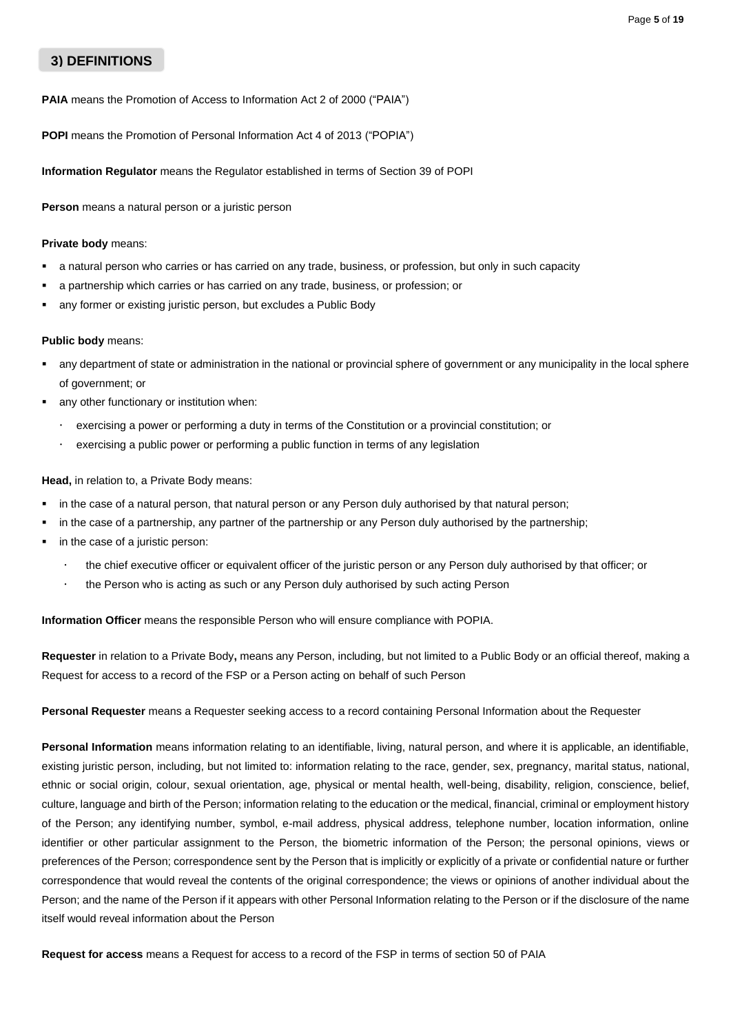## 3) DEFINITIONS

**PAIA** means the Promotion of Access to Information Act 2 of 2000 ("PAIA")

**POPI** means the Promotion of Personal Information Act 4 of 2013 ("POPIA")

**Information Regulator** means the Regulator established in terms of Section 39 of POPI

**Person** means a natural person or a juristic person

**Private body** means:

- a natural person who carries or has carried on any trade, business, or profession, but only in such capacity
- a partnership which carries or has carried on any trade, business, or profession; or
- any former or existing juristic person, but excludes a Public Body

**Public body** means:

- any department of state or administration in the national or provincial sphere of government or any municipality in the local sphere of government; or
- any other functionary or institution when:
  - exercising a power or performing a duty in terms of the Constitution or a provincial constitution; or
  - exercising a public power or performing a public function in terms of any legislation

**Head,** in relation to, a Private Body means:

- in the case of a natural person, that natural person or any Person duly authorised by that natural person;
- in the case of a partnership, any partner of the partnership or any Person duly authorised by the partnership;
- in the case of a juristic person:
  - the chief executive officer or equivalent officer of the juristic person or any Person duly authorised by that officer; or
  - the Person who is acting as such or any Person duly authorised by such acting Person

**Information Officer** means the responsible Person who will ensure compliance with POPIA.

**Requester** in relation to a Private Body**,** means any Person, including, but not limited to a Public Body or an official thereof, making a Request for access to a record of the FSP or a Person acting on behalf of such Person

**Personal Requester** means a Requester seeking access to a record containing Personal Information about the Requester

**Personal Information** means information relating to an identifiable, living, natural person, and where it is applicable, an identifiable, existing juristic person, including, but not limited to: information relating to the race, gender, sex, pregnancy, marital status, national, ethnic or social origin, colour, sexual orientation, age, physical or mental health, well-being, disability, religion, conscience, belief, culture, language and birth of the Person; information relating to the education or the medical, financial, criminal or employment history of the Person; any identifying number, symbol, e-mail address, physical address, telephone number, location information, online identifier or other particular assignment to the Person, the biometric information of the Person; the personal opinions, views or preferences of the Person; correspondence sent by the Person that is implicitly or explicitly of a private or confidential nature or further correspondence that would reveal the contents of the original correspondence; the views or opinions of another individual about the Person; and the name of the Person if it appears with other Personal Information relating to the Person or if the disclosure of the name itself would reveal information about the Person

**Request for access** means a Request for access to a record of the FSP in terms of section 50 of PAIA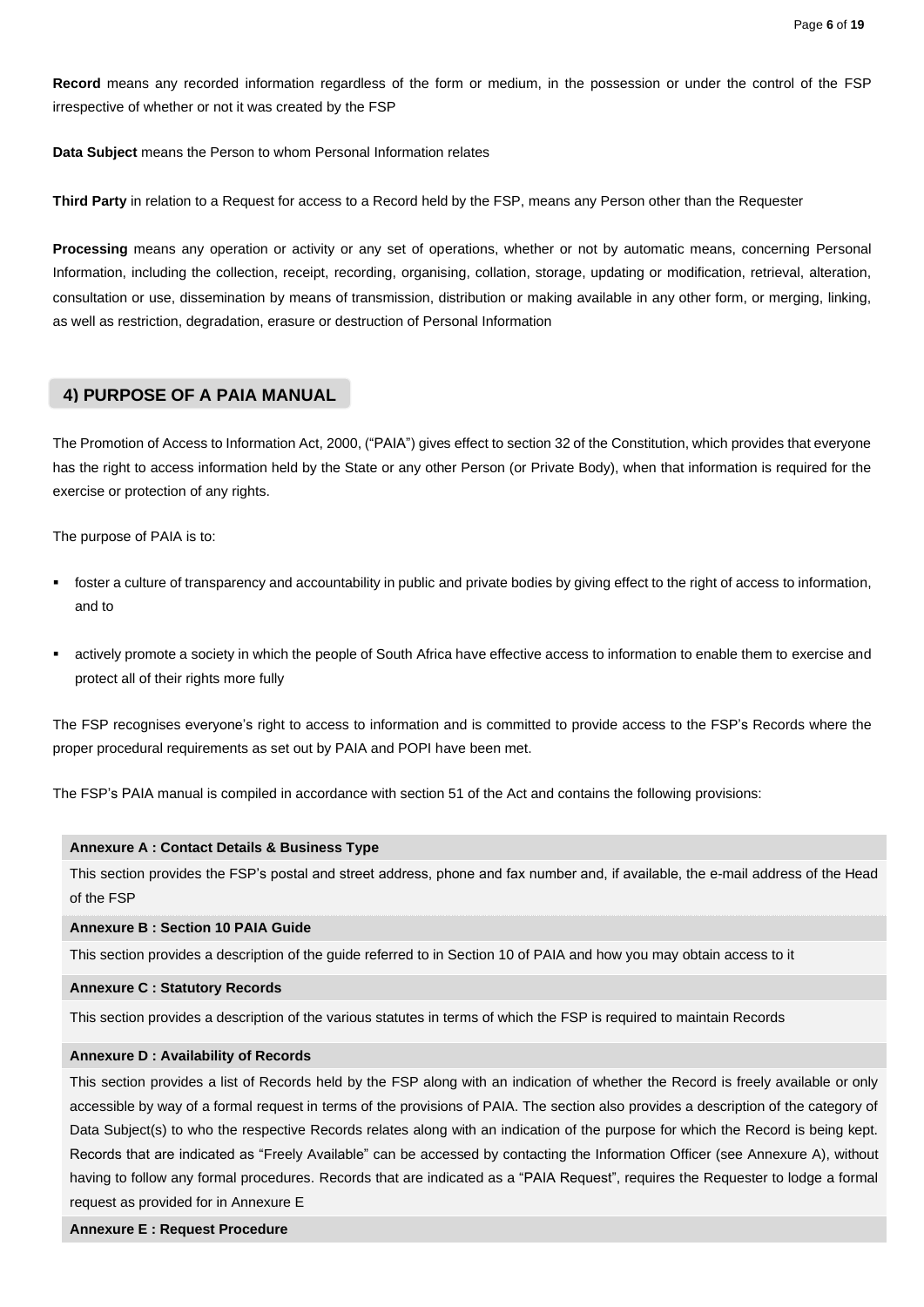**Record** means any recorded information regardless of the form or medium, in the possession or under the control of the FSP irrespective of whether or not it was created by the FSP

**Data Subject** means the Person to whom Personal Information relates

**Third Party** in relation to a Request for access to a Record held by the FSP, means any Person other than the Requester

**Processing** means any operation or activity or any set of operations, whether or not by automatic means, concerning Personal Information, including the collection, receipt, recording, organising, collation, storage, updating or modification, retrieval, alteration, consultation or use, dissemination by means of transmission, distribution or making available in any other form, or merging, linking, as well as restriction, degradation, erasure or destruction of Personal Information

## 4) PURPOSE OF A PAIA MANUAL

The Promotion of Access to Information Act, 2000, ("PAIA") gives effect to section 32 of the Constitution, which provides that everyone has the right to access information held by the State or any other Person (or Private Body), when that information is required for the exercise or protection of any rights.

The purpose of PAIA is to:

- foster a culture of transparency and accountability in public and private bodies by giving effect to the right of access to information, and to
- actively promote a society in which the people of South Africa have effective access to information to enable them to exercise and protect all of their rights more fully

The FSP recognises everyone's right to access to information and is committed to provide access to the FSP's Records where the proper procedural requirements as set out by PAIA and POPI have been met.

The FSP's PAIA manual is compiled in accordance with section 51 of the Act and contains the following provisions:

**Annexure A : Contact Details & Business Type**

This section provides the FSP's postal and street address, phone and fax number and, if available, the e-mail address of the Head of the FSP

**Annexure B : Section 10 PAIA Guide**

This section provides a description of the guide referred to in Section 10 of PAIA and how you may obtain access to it

**Annexure C : Statutory Records**

This section provides a description of the various statutes in terms of which the FSP is required to maintain Records

**Annexure D : Availability of Records**

This section provides a list of Records held by the FSP along with an indication of whether the Record is freely available or only accessible by way of a formal request in terms of the provisions of PAIA. The section also provides a description of the category of Data Subject(s) to who the respective Records relates along with an indication of the purpose for which the Record is being kept. Records that are indicated as "Freely Available" can be accessed by contacting the Information Officer (see Annexure A), without having to follow any formal procedures. Records that are indicated as a "PAIA Request", requires the Requester to lodge a formal request as provided for in Annexure E

**Annexure E : Request Procedure**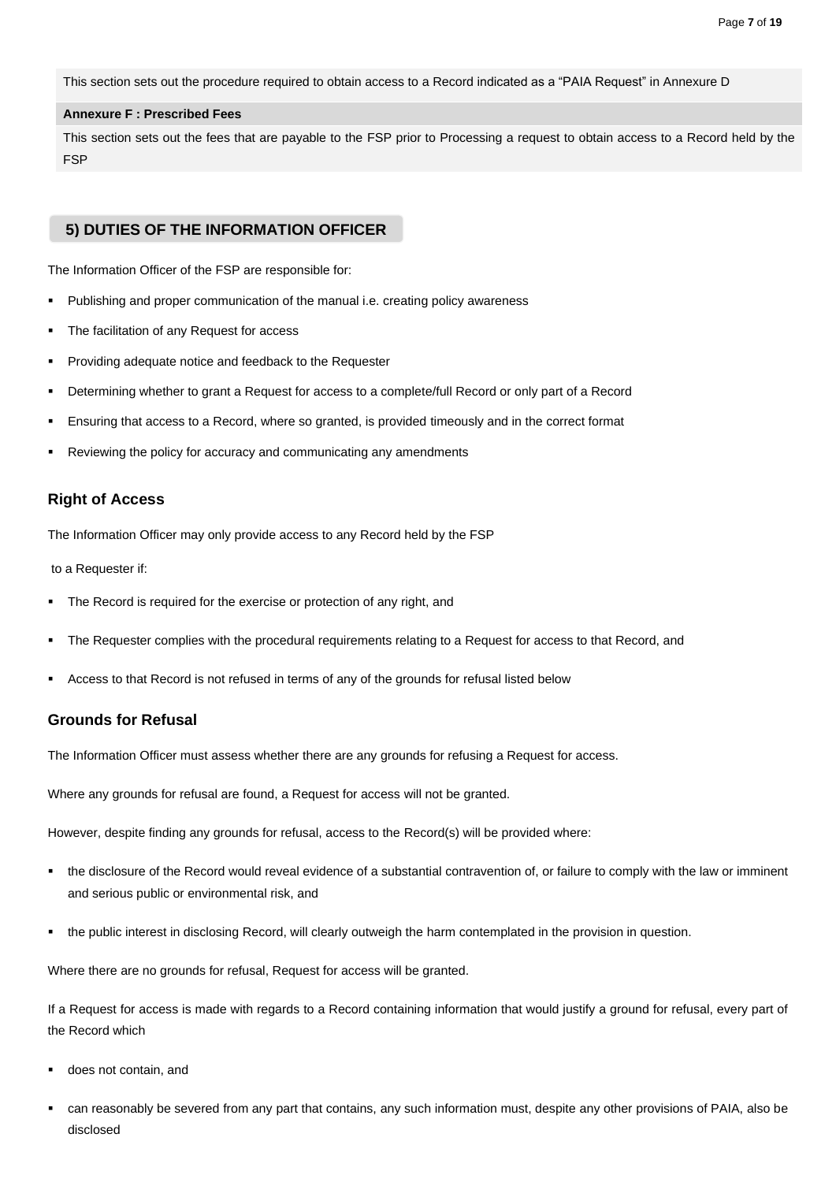This section sets out the procedure required to obtain access to a Record indicated as a "PAIA Request" in Annexure D

**Annexure F : Prescribed Fees**

This section sets out the fees that are payable to the FSP prior to Processing a request to obtain access to a Record held by the FSP

## 5) DUTIES OF THE INFORMATION OFFICER

The Information Officer of the FSP are responsible for:

- Publishing and proper communication of the manual i.e. creating policy awareness
- The facilitation of any Request for access
- Providing adequate notice and feedback to the Requester
- Determining whether to grant a Request for access to a complete/full Record or only part of a Record
- Ensuring that access to a Record, where so granted, is provided timeously and in the correct format
- Reviewing the policy for accuracy and communicating any amendments

### Right of Access

The Information Officer may only provide access to any Record held by the FSP

to a Requester if:

- The Record is required for the exercise or protection of any right, and
- The Requester complies with the procedural requirements relating to a Request for access to that Record, and
- Access to that Record is not refused in terms of any of the grounds for refusal listed below

### Grounds for Refusal

The Information Officer must assess whether there are any grounds for refusing a Request for access.

Where any grounds for refusal are found, a Request for access will not be granted.

However, despite finding any grounds for refusal, access to the Record(s) will be provided where:

- the disclosure of the Record would reveal evidence of a substantial contravention of, or failure to comply with the law or imminent and serious public or environmental risk, and
- the public interest in disclosing Record, will clearly outweigh the harm contemplated in the provision in question.

Where there are no grounds for refusal, Request for access will be granted.

If a Request for access is made with regards to a Record containing information that would justify a ground for refusal, every part of the Record which

- does not contain, and
- can reasonably be severed from any part that contains, any such information must, despite any other provisions of PAIA, also be disclosed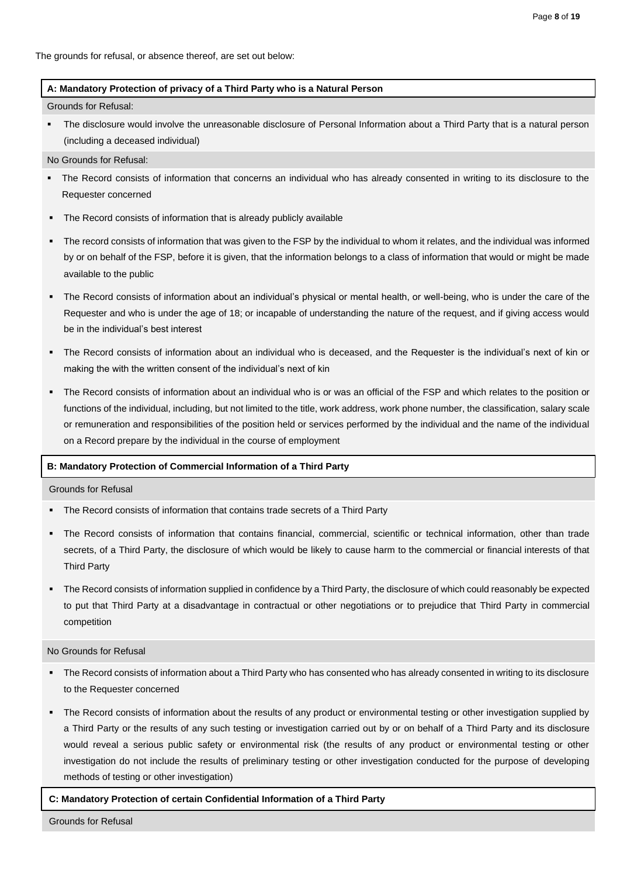The grounds for refusal, or absence thereof, are set out below:

**A: Mandatory Protection of privacy of a Third Party who is a Natural Person**

Grounds for Refusal:

- The disclosure would involve the unreasonable disclosure of Personal Information about a Third Party that is a natural person (including a deceased individual)

No Grounds for Refusal:

- The Record consists of information that concerns an individual who has already consented in writing to its disclosure to the Requester concerned
- The Record consists of information that is already publicly available
- The record consists of information that was given to the FSP by the individual to whom it relates, and the individual was informed by or on behalf of the FSP, before it is given, that the information belongs to a class of information that would or might be made available to the public
- The Record consists of information about an individual's physical or mental health, or well-being, who is under the care of the Requester and who is under the age of 18; or incapable of understanding the nature of the request, and if giving access would be in the individual's best interest
- The Record consists of information about an individual who is deceased, and the Requester is the individual's next of kin or making the with the written consent of the individual's next of kin
- The Record consists of information about an individual who is or was an official of the FSP and which relates to the position or functions of the individual, including, but not limited to the title, work address, work phone number, the classification, salary scale or remuneration and responsibilities of the position held or services performed by the individual and the name of the individual on a Record prepare by the individual in the course of employment

**B: Mandatory Protection of Commercial Information of a Third Party**

Grounds for Refusal

- The Record consists of information that contains trade secrets of a Third Party
- The Record consists of information that contains financial, commercial, scientific or technical information, other than trade secrets, of a Third Party, the disclosure of which would be likely to cause harm to the commercial or financial interests of that Third Party
- The Record consists of information supplied in confidence by a Third Party, the disclosure of which could reasonably be expected to put that Third Party at a disadvantage in contractual or other negotiations or to prejudice that Third Party in commercial competition

No Grounds for Refusal

- The Record consists of information about a Third Party who has consented who has already consented in writing to its disclosure to the Requester concerned
- The Record consists of information about the results of any product or environmental testing or other investigation supplied by a Third Party or the results of any such testing or investigation carried out by or on behalf of a Third Party and its disclosure would reveal a serious public safety or environmental risk (the results of any product or environmental testing or other investigation do not include the results of preliminary testing or other investigation conducted for the purpose of developing methods of testing or other investigation)

**C: Mandatory Protection of certain Confidential Information of a Third Party**

Grounds for Refusal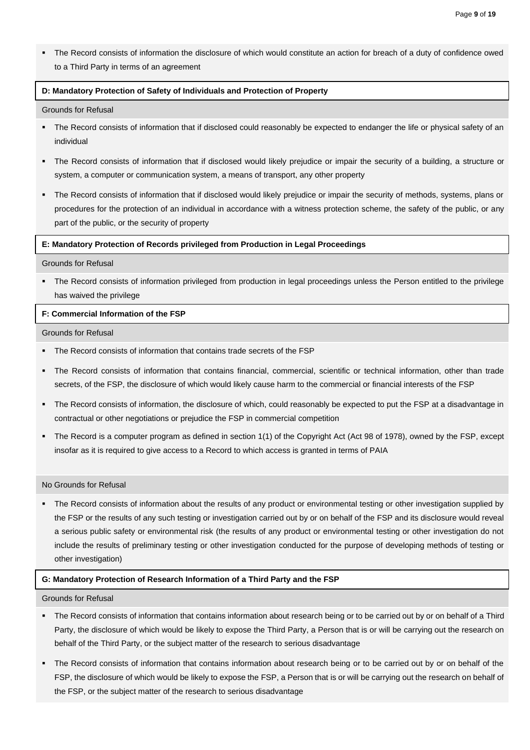- The Record consists of information the disclosure of which would constitute an action for breach of a duty of confidence owed to a Third Party in terms of an agreement

**D: Mandatory Protection of Safety of Individuals and Protection of Property**

Grounds for Refusal

- The Record consists of information that if disclosed could reasonably be expected to endanger the life or physical safety of an individual
- The Record consists of information that if disclosed would likely prejudice or impair the security of a building, a structure or system, a computer or communication system, a means of transport, any other property
- The Record consists of information that if disclosed would likely prejudice or impair the security of methods, systems, plans or procedures for the protection of an individual in accordance with a witness protection scheme, the safety of the public, or any part of the public, or the security of property

**E: Mandatory Protection of Records privileged from Production in Legal Proceedings**

Grounds for Refusal

- The Record consists of information privileged from production in legal proceedings unless the Person entitled to the privilege has waived the privilege

**F: Commercial Information of the FSP**

Grounds for Refusal

- The Record consists of information that contains trade secrets of the FSP
- The Record consists of information that contains financial, commercial, scientific or technical information, other than trade secrets, of the FSP, the disclosure of which would likely cause harm to the commercial or financial interests of the FSP
- The Record consists of information, the disclosure of which, could reasonably be expected to put the FSP at a disadvantage in contractual or other negotiations or prejudice the FSP in commercial competition
- The Record is a computer program as defined in section 1(1) of the Copyright Act (Act 98 of 1978), owned by the FSP, except insofar as it is required to give access to a Record to which access is granted in terms of PAIA

No Grounds for Refusal

- The Record consists of information about the results of any product or environmental testing or other investigation supplied by the FSP or the results of any such testing or investigation carried out by or on behalf of the FSP and its disclosure would reveal a serious public safety or environmental risk (the results of any product or environmental testing or other investigation do not include the results of preliminary testing or other investigation conducted for the purpose of developing methods of testing or other investigation)

**G: Mandatory Protection of Research Information of a Third Party and the FSP**

Grounds for Refusal

- The Record consists of information that contains information about research being or to be carried out by or on behalf of a Third Party, the disclosure of which would be likely to expose the Third Party, a Person that is or will be carrying out the research on behalf of the Third Party, or the subject matter of the research to serious disadvantage
- The Record consists of information that contains information about research being or to be carried out by or on behalf of the FSP, the disclosure of which would be likely to expose the FSP, a Person that is or will be carrying out the research on behalf of the FSP, or the subject matter of the research to serious disadvantage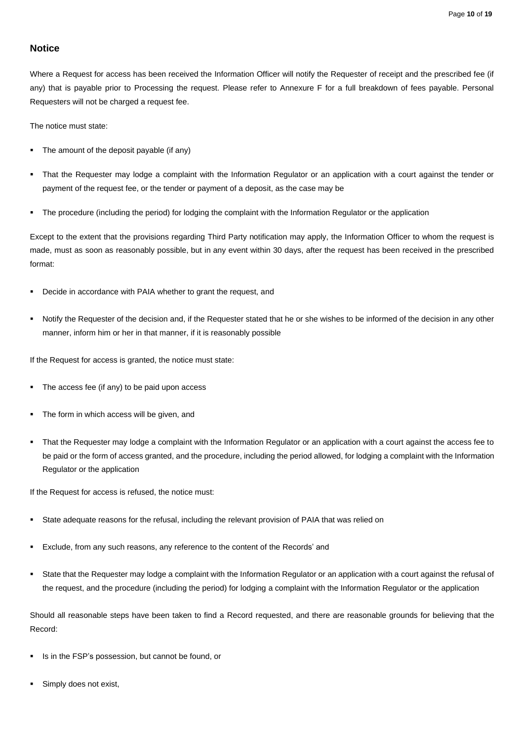## Notice

Where a Request for access has been received the Information Officer will notify the Requester of receipt and the prescribed fee (if any) that is payable prior to Processing the request. Please refer to Annexure F for a full breakdown of fees payable. Personal Requesters will not be charged a request fee.

The notice must state:

- The amount of the deposit payable (if any)
- That the Requester may lodge a complaint with the Information Regulator or an application with a court against the tender or payment of the request fee, or the tender or payment of a deposit, as the case may be
- The procedure (including the period) for lodging the complaint with the Information Regulator or the application

Except to the extent that the provisions regarding Third Party notification may apply, the Information Officer to whom the request is made, must as soon as reasonably possible, but in any event within 30 days, after the request has been received in the prescribed format:

- Decide in accordance with PAIA whether to grant the request, and
- Notify the Requester of the decision and, if the Requester stated that he or she wishes to be informed of the decision in any other manner, inform him or her in that manner, if it is reasonably possible

If the Request for access is granted, the notice must state:

- The access fee (if any) to be paid upon access
- The form in which access will be given, and
- That the Requester may lodge a complaint with the Information Regulator or an application with a court against the access fee to be paid or the form of access granted, and the procedure, including the period allowed, for lodging a complaint with the Information Regulator or the application

If the Request for access is refused, the notice must:

- State adequate reasons for the refusal, including the relevant provision of PAIA that was relied on
- Exclude, from any such reasons, any reference to the content of the Records' and
- State that the Requester may lodge a complaint with the Information Regulator or an application with a court against the refusal of the request, and the procedure (including the period) for lodging a complaint with the Information Regulator or the application

Should all reasonable steps have been taken to find a Record requested, and there are reasonable grounds for believing that the Record:

- Is in the FSP's possession, but cannot be found, or
- Simply does not exist,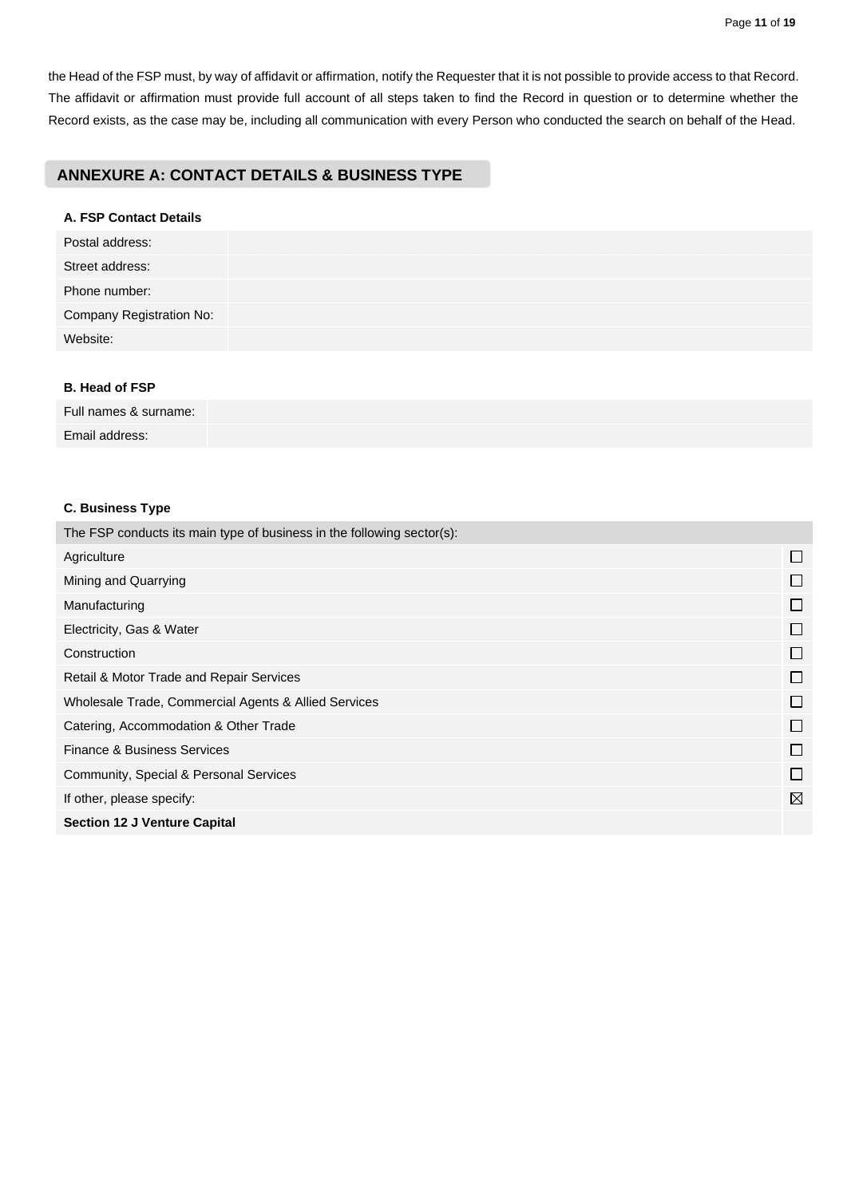the Head of the FSP must, by way of affidavit or affirmation, notify the Requester that it is not possible to provide access to that Record. The affidavit or affirmation must provide full account of all steps taken to find the Record in question or to determine whether the Record exists, as the case may be, including all communication with every Person who conducted the search on behalf of the Head.

## ANNEXURE A: CONTACT DETAILS & BUSINESS TYPE

**A. FSP Contact Details**

| | |
|---|---|
| Postal address: | |
| Street address: | |
| Phone number: | |
| Company Registration No: | |
| Website: | |

**B. Head of FSP**

| | |
|---|---|
| Full names & surname: | |
| Email address: | |

**C. Business Type**

| The FSP conducts its main type of business in the following sector(s): | |
|---|---|
| Agriculture | ☐ |
| Mining and Quarrying | ☐ |
| Manufacturing | ☐ |
| Electricity, Gas & Water | ☐ |
| Construction | ☐ |
| Retail & Motor Trade and Repair Services | ☐ |
| Wholesale Trade, Commercial Agents & Allied Services | ☐ |
| Catering, Accommodation & Other Trade | ☐ |
| Finance & Business Services | ☐ |
| Community, Special & Personal Services | ☐ |
| If other, please specify: | ☒ |
| **Section 12 J Venture Capital** | |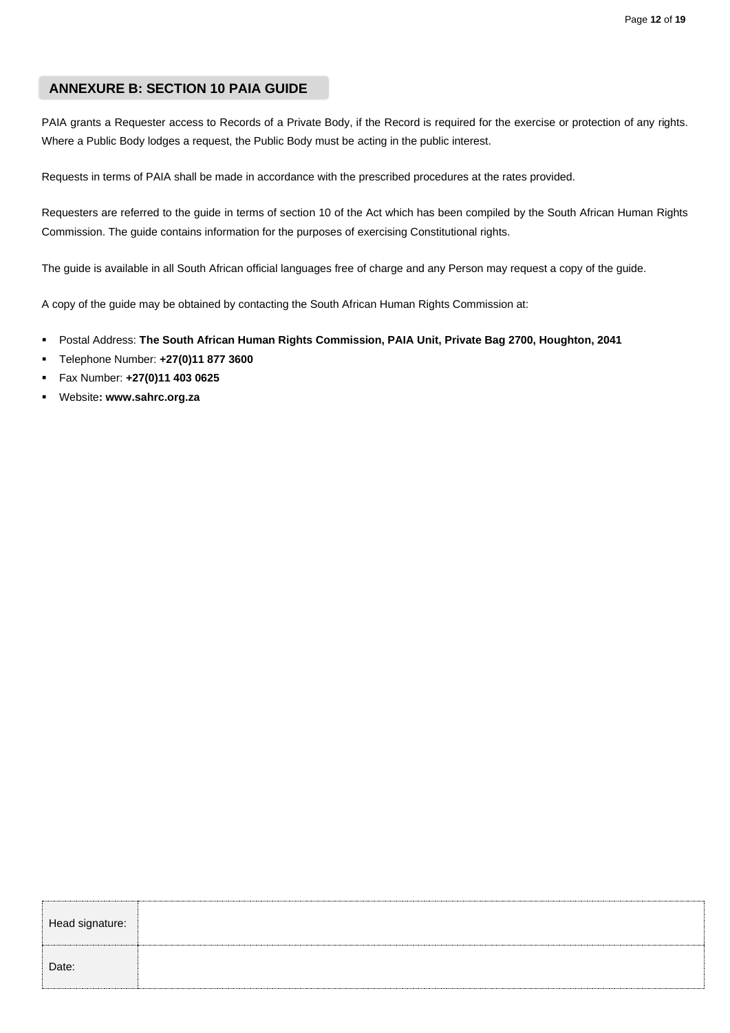## ANNEXURE B: SECTION 10 PAIA GUIDE

PAIA grants a Requester access to Records of a Private Body, if the Record is required for the exercise or protection of any rights. Where a Public Body lodges a request, the Public Body must be acting in the public interest.

Requests in terms of PAIA shall be made in accordance with the prescribed procedures at the rates provided.

Requesters are referred to the guide in terms of section 10 of the Act which has been compiled by the South African Human Rights Commission. The guide contains information for the purposes of exercising Constitutional rights.

The guide is available in all South African official languages free of charge and any Person may request a copy of the guide.

A copy of the guide may be obtained by contacting the South African Human Rights Commission at:

- Postal Address: **The South African Human Rights Commission, PAIA Unit, Private Bag 2700, Houghton, 2041**
- Telephone Number: **+27(0)11 877 3600**
- Fax Number: **+27(0)11 403 0625**
- Website**: www.sahrc.org.za**

| Head signature: | |
| --- | --- |
| Date: | |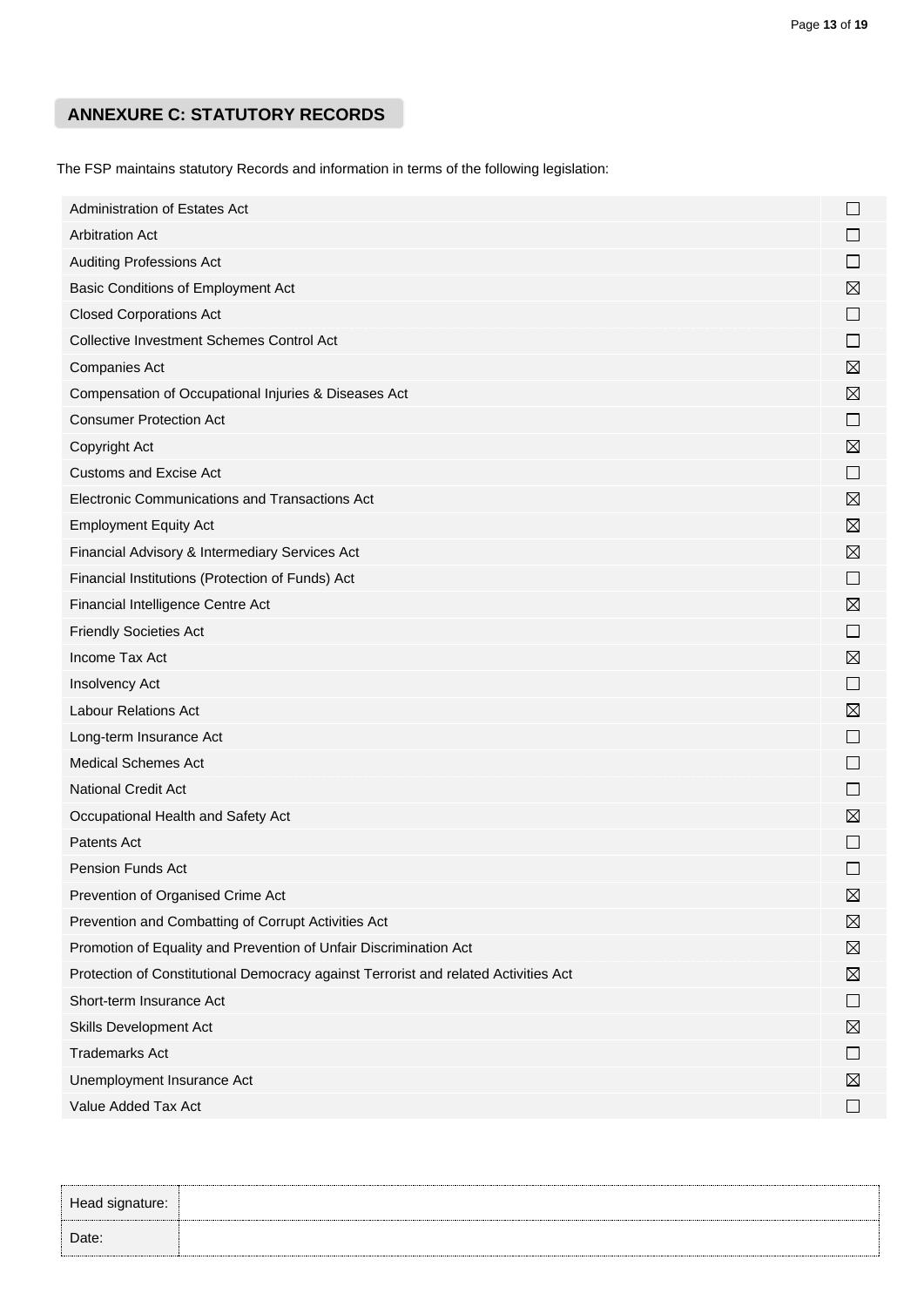## ANNEXURE C: STATUTORY RECORDS

The FSP maintains statutory Records and information in terms of the following legislation:

| Legislation | |
|---|---|
| Administration of Estates Act | ☐ |
| Arbitration Act | ☐ |
| Auditing Professions Act | ☐ |
| Basic Conditions of Employment Act | ☒ |
| Closed Corporations Act | ☐ |
| Collective Investment Schemes Control Act | ☐ |
| Companies Act | ☒ |
| Compensation of Occupational Injuries & Diseases Act | ☒ |
| Consumer Protection Act | ☐ |
| Copyright Act | ☒ |
| Customs and Excise Act | ☐ |
| Electronic Communications and Transactions Act | ☒ |
| Employment Equity Act | ☒ |
| Financial Advisory & Intermediary Services Act | ☒ |
| Financial Institutions (Protection of Funds) Act | ☐ |
| Financial Intelligence Centre Act | ☒ |
| Friendly Societies Act | ☐ |
| Income Tax Act | ☒ |
| Insolvency Act | ☐ |
| Labour Relations Act | ☒ |
| Long-term Insurance Act | ☐ |
| Medical Schemes Act | ☐ |
| National Credit Act | ☐ |
| Occupational Health and Safety Act | ☒ |
| Patents Act | ☐ |
| Pension Funds Act | ☐ |
| Prevention of Organised Crime Act | ☒ |
| Prevention and Combatting of Corrupt Activities Act | ☒ |
| Promotion of Equality and Prevention of Unfair Discrimination Act | ☒ |
| Protection of Constitutional Democracy against Terrorist and related Activities Act | ☒ |
| Short-term Insurance Act | ☐ |
| Skills Development Act | ☒ |
| Trademarks Act | ☐ |
| Unemployment Insurance Act | ☒ |
| Value Added Tax Act | ☐ |

| Head signature: | |
|---|---|
| Date: | |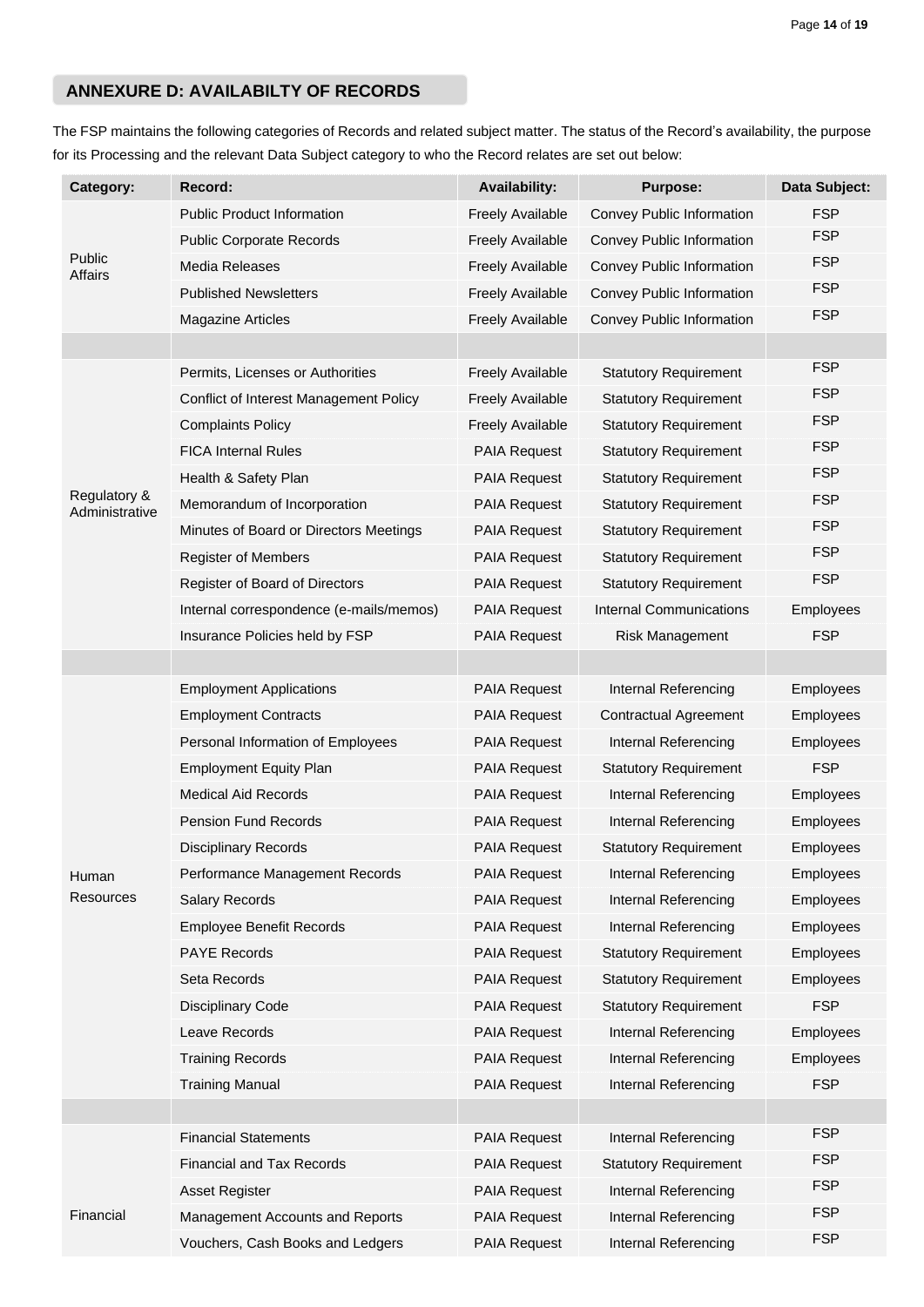## ANNEXURE D: AVAILABILTY OF RECORDS

The FSP maintains the following categories of Records and related subject matter. The status of the Record's availability, the purpose for its Processing and the relevant Data Subject category to who the Record relates are set out below:

| Category: | Record: | Availability: | Purpose: | Data Subject: |
|---|---|---|---|---|
| Public Affairs | Public Product Information | Freely Available | Convey Public Information | FSP |
| | Public Corporate Records | Freely Available | Convey Public Information | FSP |
| | Media Releases | Freely Available | Convey Public Information | FSP |
| | Published Newsletters | Freely Available | Convey Public Information | FSP |
| | Magazine Articles | Freely Available | Convey Public Information | FSP |
| | | | | |
| Regulatory & Administrative | Permits, Licenses or Authorities | Freely Available | Statutory Requirement | FSP |
| | Conflict of Interest Management Policy | Freely Available | Statutory Requirement | FSP |
| | Complaints Policy | Freely Available | Statutory Requirement | FSP |
| | FICA Internal Rules | PAIA Request | Statutory Requirement | FSP |
| | Health & Safety Plan | PAIA Request | Statutory Requirement | FSP |
| | Memorandum of Incorporation | PAIA Request | Statutory Requirement | FSP |
| | Minutes of Board or Directors Meetings | PAIA Request | Statutory Requirement | FSP |
| | Register of Members | PAIA Request | Statutory Requirement | FSP |
| | Register of Board of Directors | PAIA Request | Statutory Requirement | FSP |
| | Internal correspondence (e-mails/memos) | PAIA Request | Internal Communications | Employees |
| | Insurance Policies held by FSP | PAIA Request | Risk Management | FSP |
| | | | | |
| Human Resources | Employment Applications | PAIA Request | Internal Referencing | Employees |
| | Employment Contracts | PAIA Request | Contractual Agreement | Employees |
| | Personal Information of Employees | PAIA Request | Internal Referencing | Employees |
| | Employment Equity Plan | PAIA Request | Statutory Requirement | FSP |
| | Medical Aid Records | PAIA Request | Internal Referencing | Employees |
| | Pension Fund Records | PAIA Request | Internal Referencing | Employees |
| | Disciplinary Records | PAIA Request | Statutory Requirement | Employees |
| | Performance Management Records | PAIA Request | Internal Referencing | Employees |
| | Salary Records | PAIA Request | Internal Referencing | Employees |
| | Employee Benefit Records | PAIA Request | Internal Referencing | Employees |
| | PAYE Records | PAIA Request | Statutory Requirement | Employees |
| | Seta Records | PAIA Request | Statutory Requirement | Employees |
| | Disciplinary Code | PAIA Request | Statutory Requirement | FSP |
| | Leave Records | PAIA Request | Internal Referencing | Employees |
| | Training Records | PAIA Request | Internal Referencing | Employees |
| | Training Manual | PAIA Request | Internal Referencing | FSP |
| | | | | |
| Financial | Financial Statements | PAIA Request | Internal Referencing | FSP |
| | Financial and Tax Records | PAIA Request | Statutory Requirement | FSP |
| | Asset Register | PAIA Request | Internal Referencing | FSP |
| | Management Accounts and Reports | PAIA Request | Internal Referencing | FSP |
| | Vouchers, Cash Books and Ledgers | PAIA Request | Internal Referencing | FSP |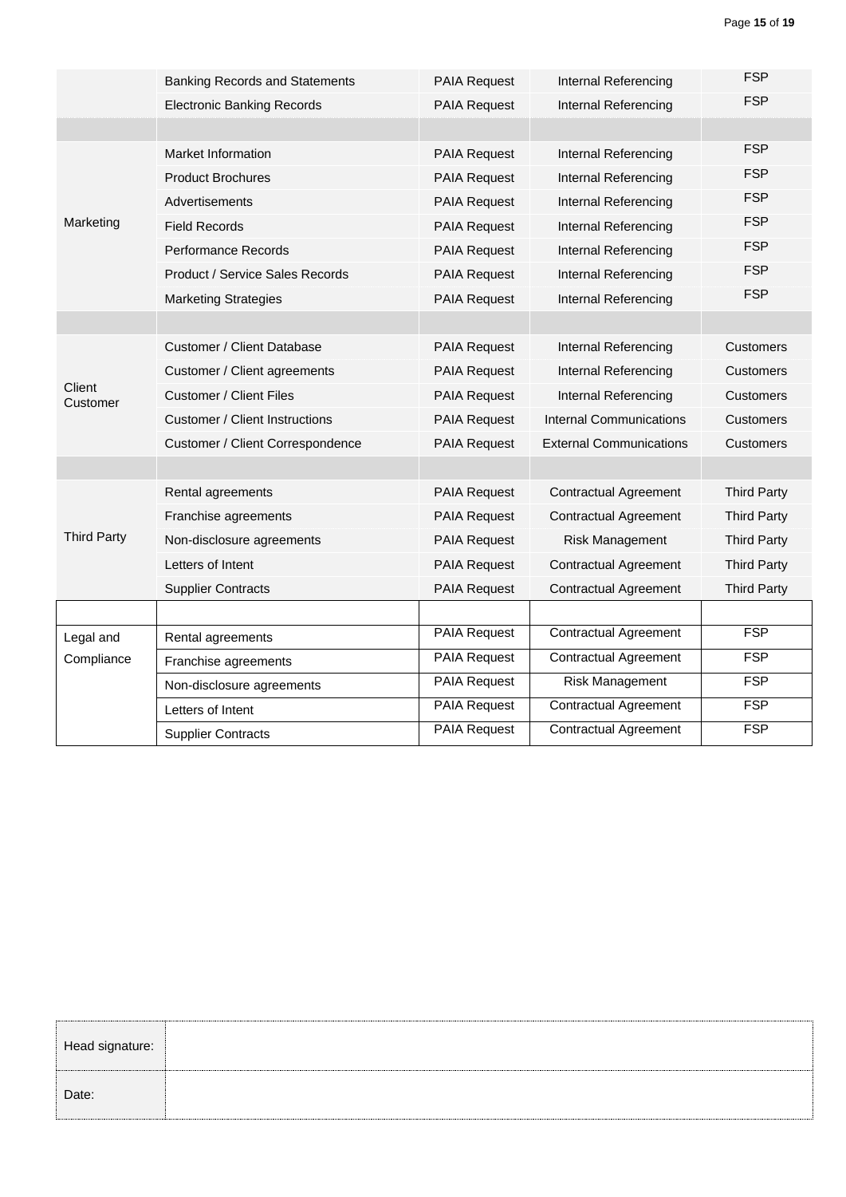| | | | | |
|---|---|---|---|---|
| | Banking Records and Statements | PAIA Request | Internal Referencing | FSP |
| | Electronic Banking Records | PAIA Request | Internal Referencing | FSP |
| | | | | |
| Marketing | Market Information | PAIA Request | Internal Referencing | FSP |
| | Product Brochures | PAIA Request | Internal Referencing | FSP |
| | Advertisements | PAIA Request | Internal Referencing | FSP |
| | Field Records | PAIA Request | Internal Referencing | FSP |
| | Performance Records | PAIA Request | Internal Referencing | FSP |
| | Product / Service Sales Records | PAIA Request | Internal Referencing | FSP |
| | Marketing Strategies | PAIA Request | Internal Referencing | FSP |
| | | | | |
| Client Customer | Customer / Client Database | PAIA Request | Internal Referencing | Customers |
| | Customer / Client agreements | PAIA Request | Internal Referencing | Customers |
| | Customer / Client Files | PAIA Request | Internal Referencing | Customers |
| | Customer / Client Instructions | PAIA Request | Internal Communications | Customers |
| | Customer / Client Correspondence | PAIA Request | External Communications | Customers |
| | | | | |
| Third Party | Rental agreements | PAIA Request | Contractual Agreement | Third Party |
| | Franchise agreements | PAIA Request | Contractual Agreement | Third Party |
| | Non-disclosure agreements | PAIA Request | Risk Management | Third Party |
| | Letters of Intent | PAIA Request | Contractual Agreement | Third Party |
| | Supplier Contracts | PAIA Request | Contractual Agreement | Third Party |
| | | | | |
| Legal and Compliance | Rental agreements | PAIA Request | Contractual Agreement | FSP |
| | Franchise agreements | PAIA Request | Contractual Agreement | FSP |
| | Non-disclosure agreements | PAIA Request | Risk Management | FSP |
| | Letters of Intent | PAIA Request | Contractual Agreement | FSP |
| | Supplier Contracts | PAIA Request | Contractual Agreement | FSP |

| | |
|---|---|
| Head signature: | |
| Date: | |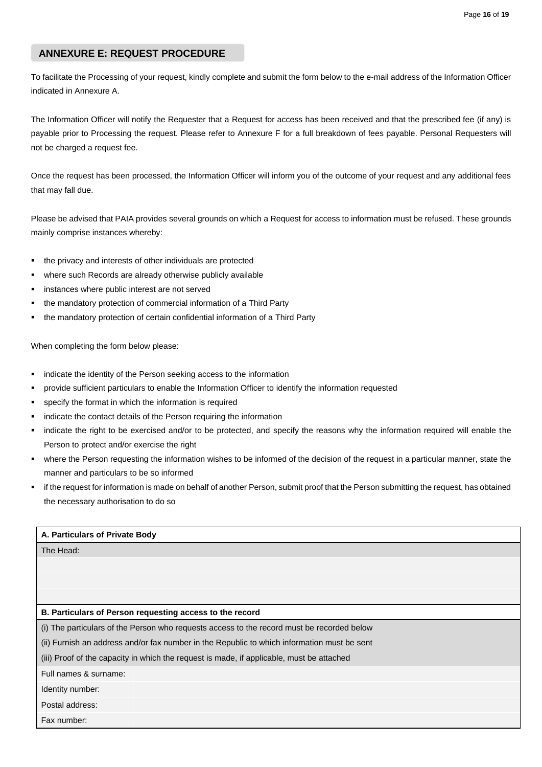## ANNEXURE E: REQUEST PROCEDURE

To facilitate the Processing of your request, kindly complete and submit the form below to the e-mail address of the Information Officer indicated in Annexure A.

The Information Officer will notify the Requester that a Request for access has been received and that the prescribed fee (if any) is payable prior to Processing the request. Please refer to Annexure F for a full breakdown of fees payable. Personal Requesters will not be charged a request fee.

Once the request has been processed, the Information Officer will inform you of the outcome of your request and any additional fees that may fall due.

Please be advised that PAIA provides several grounds on which a Request for access to information must be refused. These grounds mainly comprise instances whereby:

- the privacy and interests of other individuals are protected
- where such Records are already otherwise publicly available
- instances where public interest are not served
- the mandatory protection of commercial information of a Third Party
- the mandatory protection of certain confidential information of a Third Party

When completing the form below please:

- indicate the identity of the Person seeking access to the information
- provide sufficient particulars to enable the Information Officer to identify the information requested
- specify the format in which the information is required
- indicate the contact details of the Person requiring the information
- indicate the right to be exercised and/or to be protected, and specify the reasons why the information required will enable the Person to protect and/or exercise the right
- where the Person requesting the information wishes to be informed of the decision of the request in a particular manner, state the manner and particulars to be so informed
- if the request for information is made on behalf of another Person, submit proof that the Person submitting the request, has obtained the necessary authorisation to do so

| **A. Particulars of Private Body** | |
|---|---|
| The Head: | |
| | |
| | |
| | |
| **B. Particulars of Person requesting access to the record** | |
| (i) The particulars of the Person who requests access to the record must be recorded below | |
| (ii) Furnish an address and/or fax number in the Republic to which information must be sent | |
| (iii) Proof of the capacity in which the request is made, if applicable, must be attached | |
| Full names & surname: | |
| Identity number: | |
| Postal address: | |
| Fax number: | |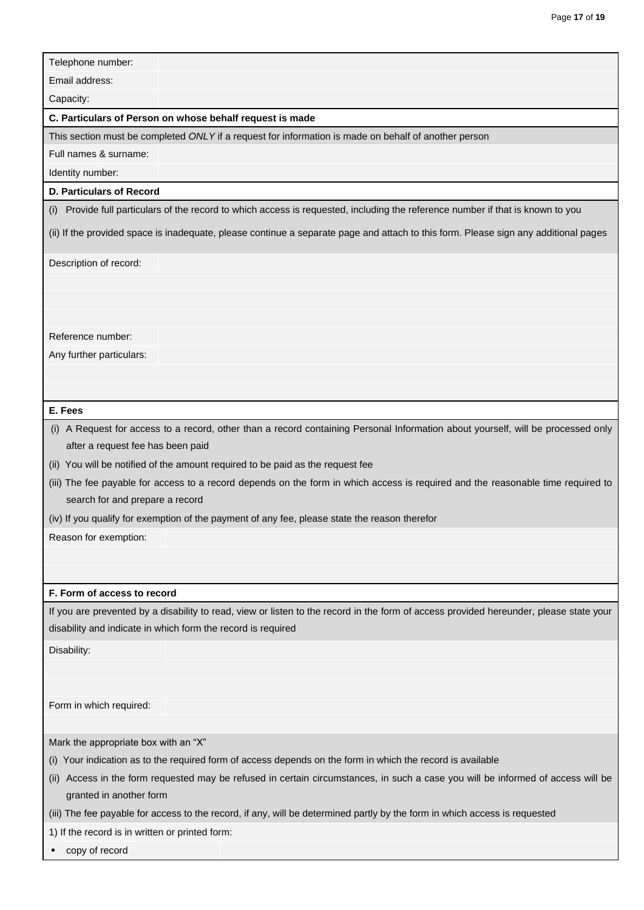| | |
|---|---|
| Telephone number: | |
| Email address: | |
| Capacity: | |

**C. Particulars of Person on whose behalf request is made**

This section must be completed *ONLY* if a request for information is made on behalf of another person

| | |
|---|---|
| Full names & surname: | |
| Identity number: | |

**D. Particulars of Record**

(i) Provide full particulars of the record to which access is requested, including the reference number if that is known to you

(ii) If the provided space is inadequate, please continue a separate page and attach to this form. Please sign any additional pages

| | |
|---|---|
| Description of record: | |
| | |
| | |
| | |
| Reference number: | |
| Any further particulars: | |
| | |
| | |

**E. Fees**

(i) A Request for access to a record, other than a record containing Personal Information about yourself, will be processed only after a request fee has been paid

(ii) You will be notified of the amount required to be paid as the request fee

(iii) The fee payable for access to a record depends on the form in which access is required and the reasonable time required to search for and prepare a record

(iv) If you qualify for exemption of the payment of any fee, please state the reason therefor

| | |
|---|---|
| Reason for exemption: | |
| | |
| | |

**F. Form of access to record**

If you are prevented by a disability to read, view or listen to the record in the form of access provided hereunder, please state your disability and indicate in which form the record is required

| | |
|---|---|
| Disability: | |
| | |
| | |
| Form in which required: | |
| | |

Mark the appropriate box with an "X"

(i) Your indication as to the required form of access depends on the form in which the record is available

(ii) Access in the form requested may be refused in certain circumstances, in such a case you will be informed of access will be granted in another form

(iii) The fee payable for access to the record, if any, will be determined partly by the form in which access is requested

1) If the record is in written or printed form:

| | |
|---|---|
| ▪ copy of record | |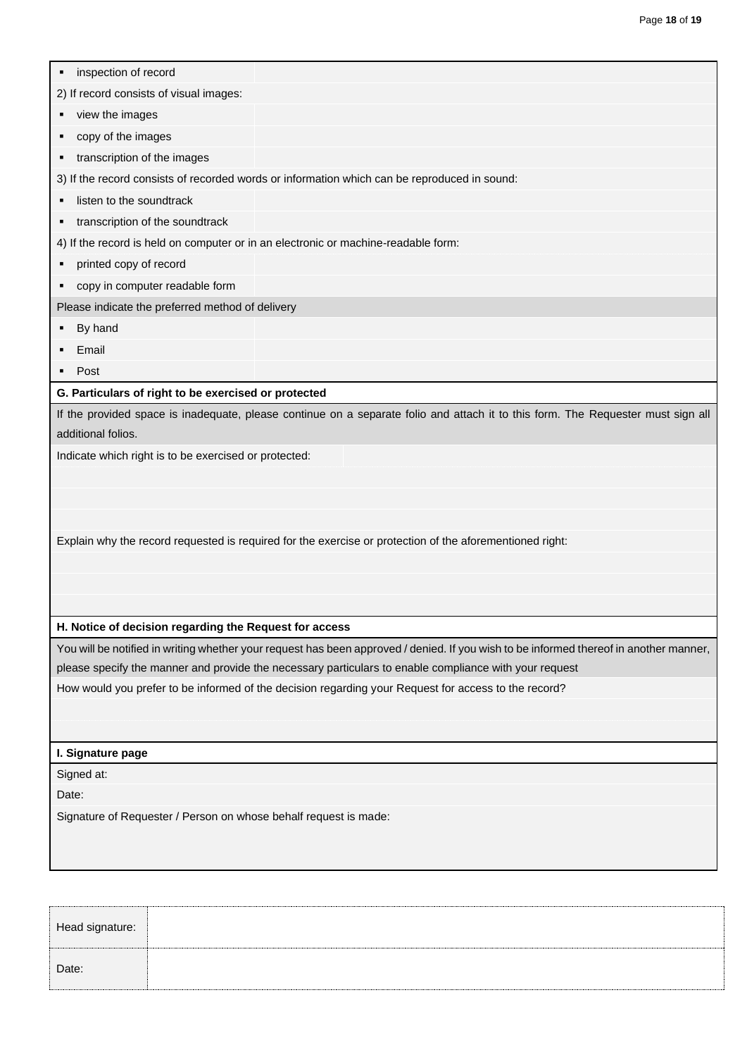| | |
|---|---|
| ▪ inspection of record | |
| 2) If record consists of visual images: | |
| ▪ view the images | |
| ▪ copy of the images | |
| ▪ transcription of the images | |
| 3) If the record consists of recorded words or information which can be reproduced in sound: | |
| ▪ listen to the soundtrack | |
| ▪ transcription of the soundtrack | |
| 4) If the record is held on computer or in an electronic or machine-readable form: | |
| ▪ printed copy of record | |
| ▪ copy in computer readable form | |
| Please indicate the preferred method of delivery | |
| ▪ By hand | |
| ▪ Email | |
| ▪ Post | |

**G. Particulars of right to be exercised or protected**

If the provided space is inadequate, please continue on a separate folio and attach it to this form. The Requester must sign all additional folios.

Indicate which right is to be exercised or protected:

Explain why the record requested is required for the exercise or protection of the aforementioned right:

**H. Notice of decision regarding the Request for access**

You will be notified in writing whether your request has been approved / denied. If you wish to be informed thereof in another manner, please specify the manner and provide the necessary particulars to enable compliance with your request

How would you prefer to be informed of the decision regarding your Request for access to the record?

**I. Signature page**

Signed at:

Date:

Signature of Requester / Person on whose behalf request is made:

| | |
|---|---|
| Head signature: | |
| Date: | |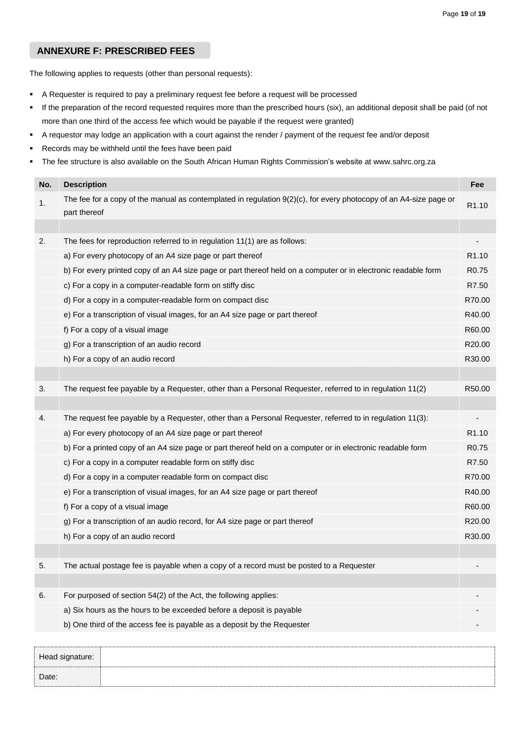## ANNEXURE F: PRESCRIBED FEES

The following applies to requests (other than personal requests):

- A Requester is required to pay a preliminary request fee before a request will be processed
- If the preparation of the record requested requires more than the prescribed hours (six), an additional deposit shall be paid (of not more than one third of the access fee which would be payable if the request were granted)
- A requestor may lodge an application with a court against the render / payment of the request fee and/or deposit
- Records may be withheld until the fees have been paid
- The fee structure is also available on the South African Human Rights Commission's website at www.sahrc.org.za

| No. | Description | Fee |
|---|---|---|
| 1. | The fee for a copy of the manual as contemplated in regulation 9(2)(c), for every photocopy of an A4-size page or part thereof | R1.10 |
| | | |
| 2. | The fees for reproduction referred to in regulation 11(1) are as follows: | - |
| | a) For every photocopy of an A4 size page or part thereof | R1.10 |
| | b) For every printed copy of an A4 size page or part thereof held on a computer or in electronic readable form | R0.75 |
| | c) For a copy in a computer-readable form on stiffy disc | R7.50 |
| | d) For a copy in a computer-readable form on compact disc | R70.00 |
| | e) For a transcription of visual images, for an A4 size page or part thereof | R40.00 |
| | f) For a copy of a visual image | R60.00 |
| | g) For a transcription of an audio record | R20.00 |
| | h) For a copy of an audio record | R30.00 |
| | | |
| 3. | The request fee payable by a Requester, other than a Personal Requester, referred to in regulation 11(2) | R50.00 |
| | | |
| 4. | The request fee payable by a Requester, other than a Personal Requester, referred to in regulation 11(3): | - |
| | a) For every photocopy of an A4 size page or part thereof | R1.10 |
| | b) For a printed copy of an A4 size page or part thereof held on a computer or in electronic readable form | R0.75 |
| | c) For a copy in a computer readable form on stiffy disc | R7.50 |
| | d) For a copy in a computer readable form on compact disc | R70.00 |
| | e) For a transcription of visual images, for an A4 size page or part thereof | R40.00 |
| | f) For a copy of a visual image | R60.00 |
| | g) For a transcription of an audio record, for A4 size page or part thereof | R20.00 |
| | h) For a copy of an audio record | R30.00 |
| | | |
| 5. | The actual postage fee is payable when a copy of a record must be posted to a Requester | - |
| | | |
| 6. | For purposed of section 54(2) of the Act, the following applies: | - |
| | a) Six hours as the hours to be exceeded before a deposit is payable | - |
| | b) One third of the access fee is payable as a deposit by the Requester | - |

| | |
|---|---|
| Head signature: | |
| Date: | |